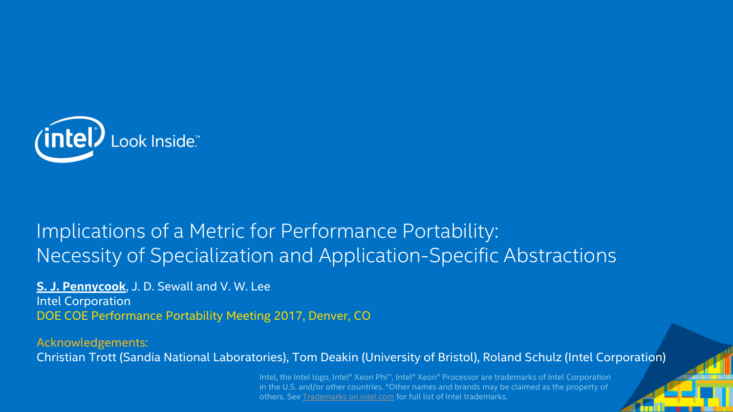# Implications of a Metric for Performance Portability: Necessity of Specialization and Application-Specific Abstractions

**S. J. Pennycook**, J. D. Sewall and V. W. Lee
Intel Corporation
DOE COE Performance Portability Meeting 2017, Denver, CO

Acknowledgements:
Christian Trott (Sandia National Laboratories), Tom Deakin (University of Bristol), Roland Schulz (Intel Corporation)

Intel, the Intel logo, Intel® Xeon Phi™, Intel® Xeon® Processor are trademarks of Intel Corporation in the U.S. and/or other countries. *Other names and brands may be claimed as the property of others. See Trademarks on intel.com for full list of Intel trademarks.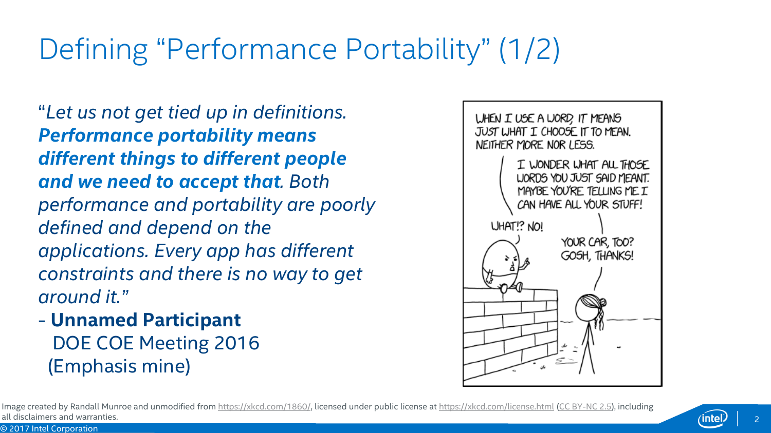# Defining "Performance Portability" (1/2)

"*Let us not get tied up in definitions.* ***Performance portability means different things to different people and we need to accept that****. Both performance and portability are poorly defined and depend on the applications. Every app has different constraints and there is no way to get around it.*"

\- **Unnamed Participant**
DOE COE Meeting 2016
(Emphasis mine)

Image created by Randall Munroe and unmodified from https://xkcd.com/1860/, licensed under public license at https://xkcd.com/license.html (CC BY-NC 2.5), including all disclaimers and warranties.

© 2017 Intel Corporation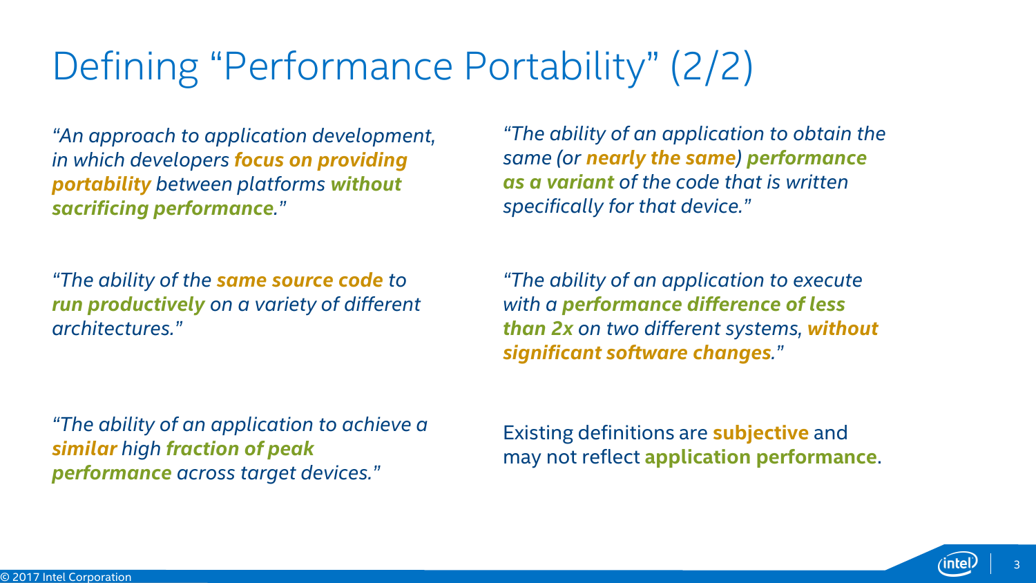# Defining "Performance Portability" (2/2)

*"An approach to application development, in which developers **focus on providing portability** between platforms **without sacrificing performance**."*

*"The ability of the **same source code** to **run productively** on a variety of different architectures."*

*"The ability of an application to achieve a **similar** high **fraction of peak performance** across target devices."*

*"The ability of an application to obtain the same (or **nearly the same**) **performance as a variant** of the code that is written specifically for that device."*

*"The ability of an application to execute with a **performance difference of less than 2x** on two different systems, **without significant software changes**."*

Existing definitions are **subjective** and may not reflect **application performance**.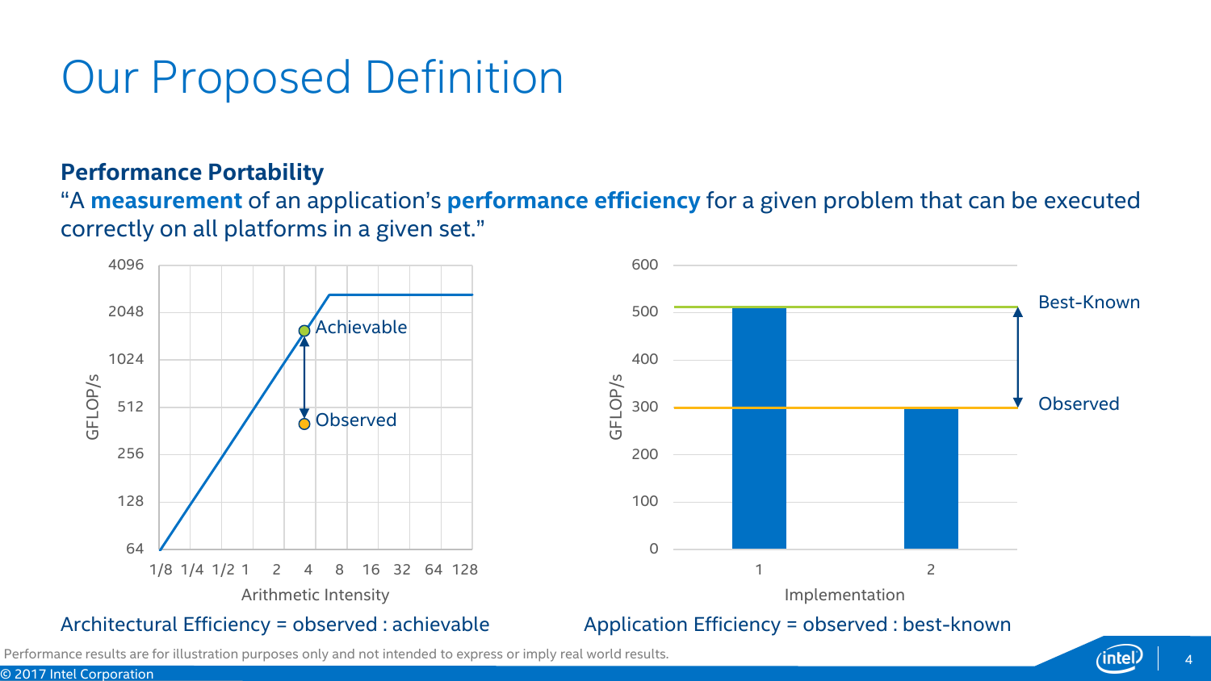# Our Proposed Definition

**Performance Portability**

"A **measurement** of an application's **performance efficiency** for a given problem that can be executed correctly on all platforms in a given set."

Architectural Efficiency = observed : achievable

Application Efficiency = observed : best-known

Performance results are for illustration purposes only and not intended to express or imply real world results.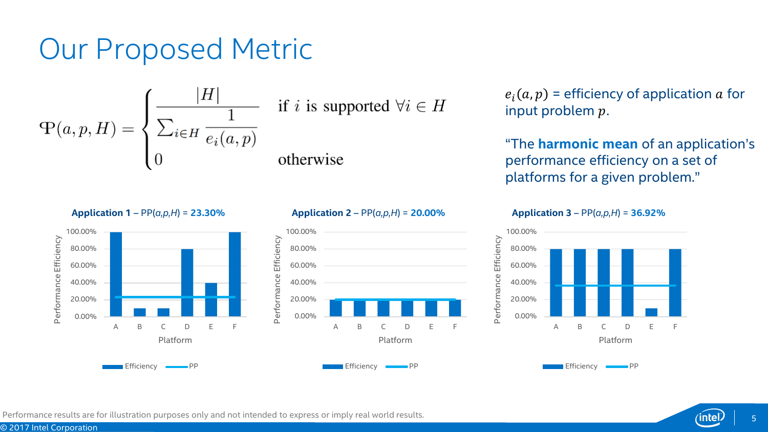# Our Proposed Metric

$$\Phi(a,p,H) = \begin{cases} \dfrac{|H|}{\sum_{i \in H} \dfrac{1}{e_i(a,p)}} & \text{if } i \text{ is supported } \forall i \in H \\ 0 & \text{otherwise} \end{cases}$$

$e_i(a, p)$ = efficiency of application $a$ for input problem $p$.

"The **harmonic mean** of an application's performance efficiency on a set of platforms for a given problem."

**Application 1** – PP($a$,$p$,$H$) = **23.30%**

| Platform | A | B | C | D | E | F |
|---|---|---|---|---|---|---|
| Efficiency | 100.00% | 10.00% | 10.00% | 80.00% | 40.00% | 100.00% |

**Application 2** – PP($a$,$p$,$H$) = **20.00%**

| Platform | A | B | C | D | E | F |
|---|---|---|---|---|---|---|
| Efficiency | 20.00% | 20.00% | 20.00% | 20.00% | 20.00% | 20.00% |

**Application 3** – PP($a$,$p$,$H$) = **36.92%**

| Platform | A | B | C | D | E | F |
|---|---|---|---|---|---|---|
| Efficiency | 80.00% | 80.00% | 80.00% | 80.00% | 10.00% | 80.00% |

Performance results are for illustration purposes only and not intended to express or imply real world results.

© 2017 Intel Corporation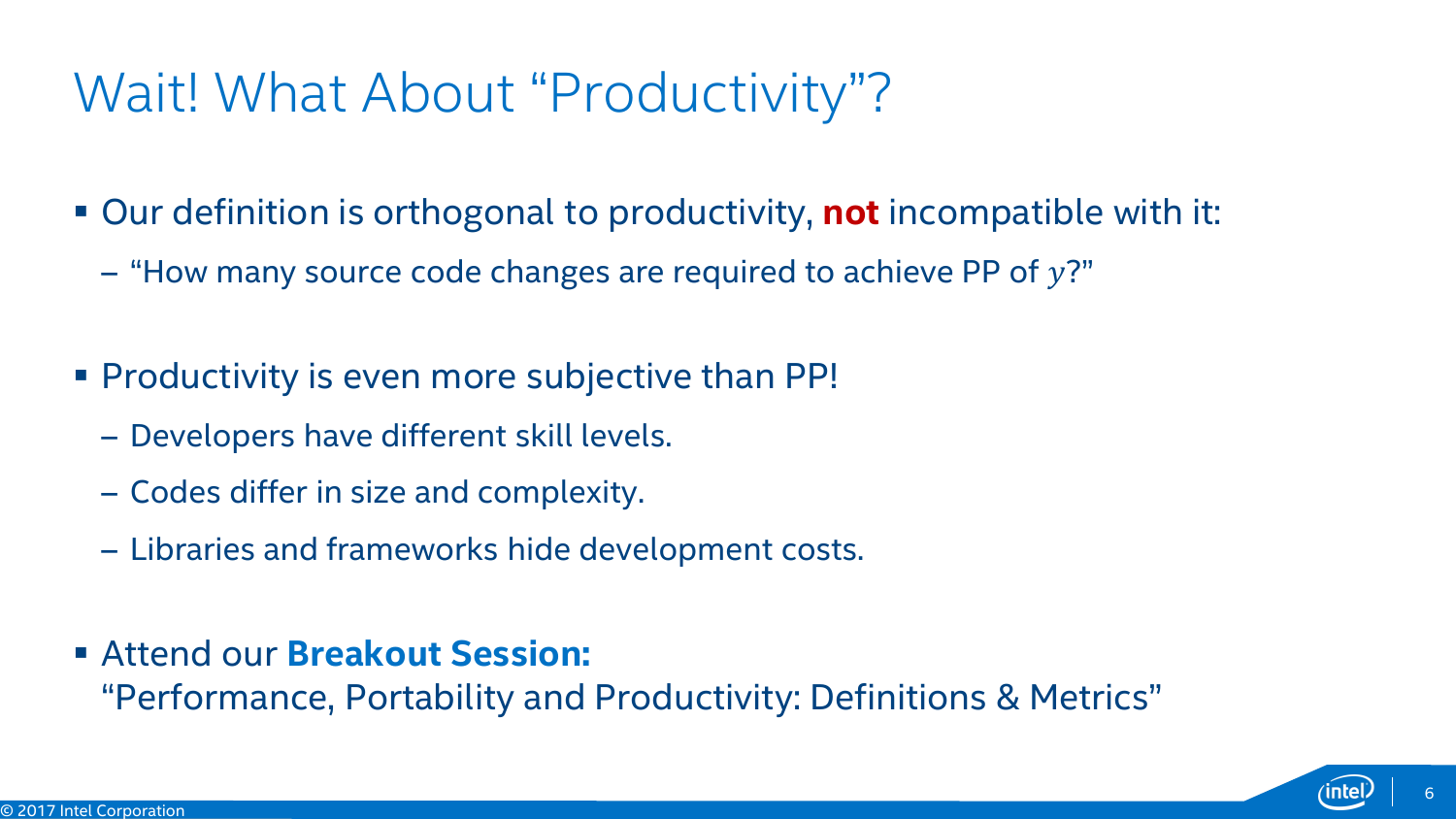# Wait! What About “Productivity”?

- Our definition is orthogonal to productivity, **not** incompatible with it:
  - “How many source code changes are required to achieve PP of $y$?”

- Productivity is even more subjective than PP!
  - Developers have different skill levels.
  - Codes differ in size and complexity.
  - Libraries and frameworks hide development costs.

- Attend our **Breakout Session:**
  “Performance, Portability and Productivity: Definitions & Metrics”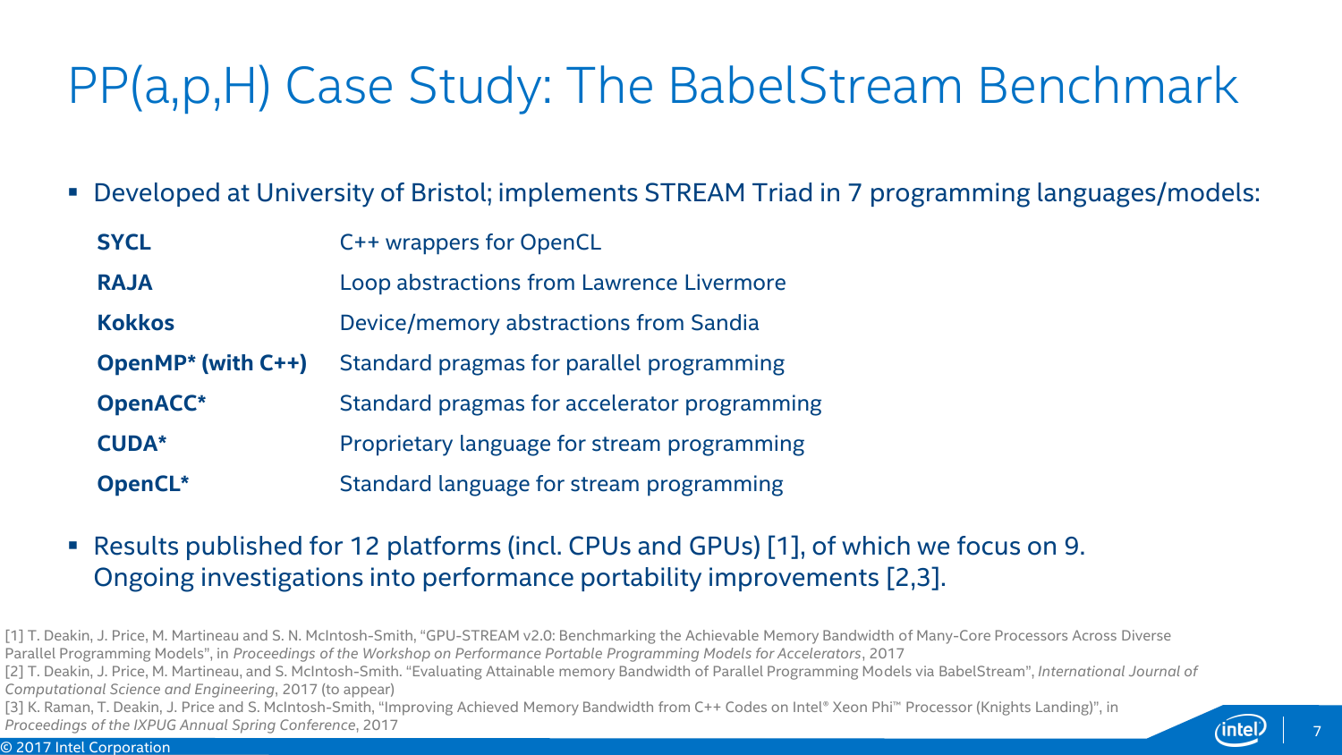# PP(a,p,H) Case Study: The BabelStream Benchmark

- Developed at University of Bristol; implements STREAM Triad in 7 programming languages/models:

| | |
|---|---|
| **SYCL** | C++ wrappers for OpenCL |
| **RAJA** | Loop abstractions from Lawrence Livermore |
| **Kokkos** | Device/memory abstractions from Sandia |
| **OpenMP* (with C++)** | Standard pragmas for parallel programming |
| **OpenACC*** | Standard pragmas for accelerator programming |
| **CUDA*** | Proprietary language for stream programming |
| **OpenCL*** | Standard language for stream programming |

- Results published for 12 platforms (incl. CPUs and GPUs) [1], of which we focus on 9. Ongoing investigations into performance portability improvements [2,3].

[1] T. Deakin, J. Price, M. Martineau and S. N. McIntosh-Smith, "GPU-STREAM v2.0: Benchmarking the Achievable Memory Bandwidth of Many-Core Processors Across Diverse Parallel Programming Models", in *Proceedings of the Workshop on Performance Portable Programming Models for Accelerators*, 2017

[2] T. Deakin, J. Price, M. Martineau, and S. McIntosh-Smith. "Evaluating Attainable memory Bandwidth of Parallel Programming Models via BabelStream", *International Journal of Computational Science and Engineering*, 2017 (to appear)

[3] K. Raman, T. Deakin, J. Price and S. McIntosh-Smith, "Improving Achieved Memory Bandwidth from C++ Codes on Intel® Xeon Phi™ Processor (Knights Landing)", in *Proceedings of the IXPUG Annual Spring Conference*, 2017

© 2017 Intel Corporation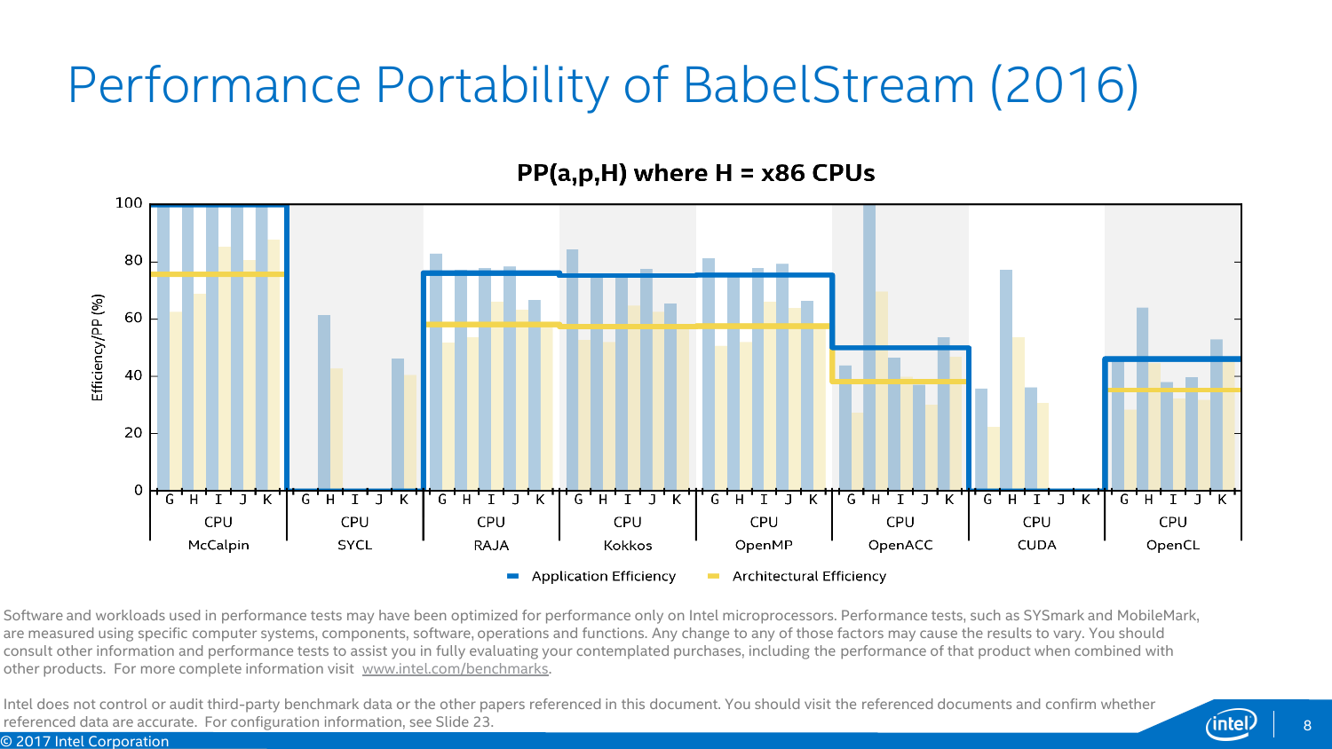# Performance Portability of BabelStream (2016)

**PP(a,p,H) where H = x86 CPUs**

100
80
60
40
20
0

Efficiency/PP (%)

G H I J K — CPU — McCalpin
G H I J K — CPU — SYCL
G H I J K — CPU — RAJA
G H I J K — CPU — Kokkos
G H I J K — CPU — OpenMP
G H I J K — CPU — OpenACC
G H I J K — CPU — CUDA
G H I J K — CPU — OpenCL

Application Efficiency　Architectural Efficiency

Software and workloads used in performance tests may have been optimized for performance only on Intel microprocessors. Performance tests, such as SYSmark and MobileMark, are measured using specific computer systems, components, software, operations and functions. Any change to any of those factors may cause the results to vary. You should consult other information and performance tests to assist you in fully evaluating your contemplated purchases, including the performance of that product when combined with other products. For more complete information visit www.intel.com/benchmarks.

Intel does not control or audit third-party benchmark data or the other papers referenced in this document. You should visit the referenced documents and confirm whether referenced data are accurate. For configuration information, see Slide 23.

© 2017 Intel Corporation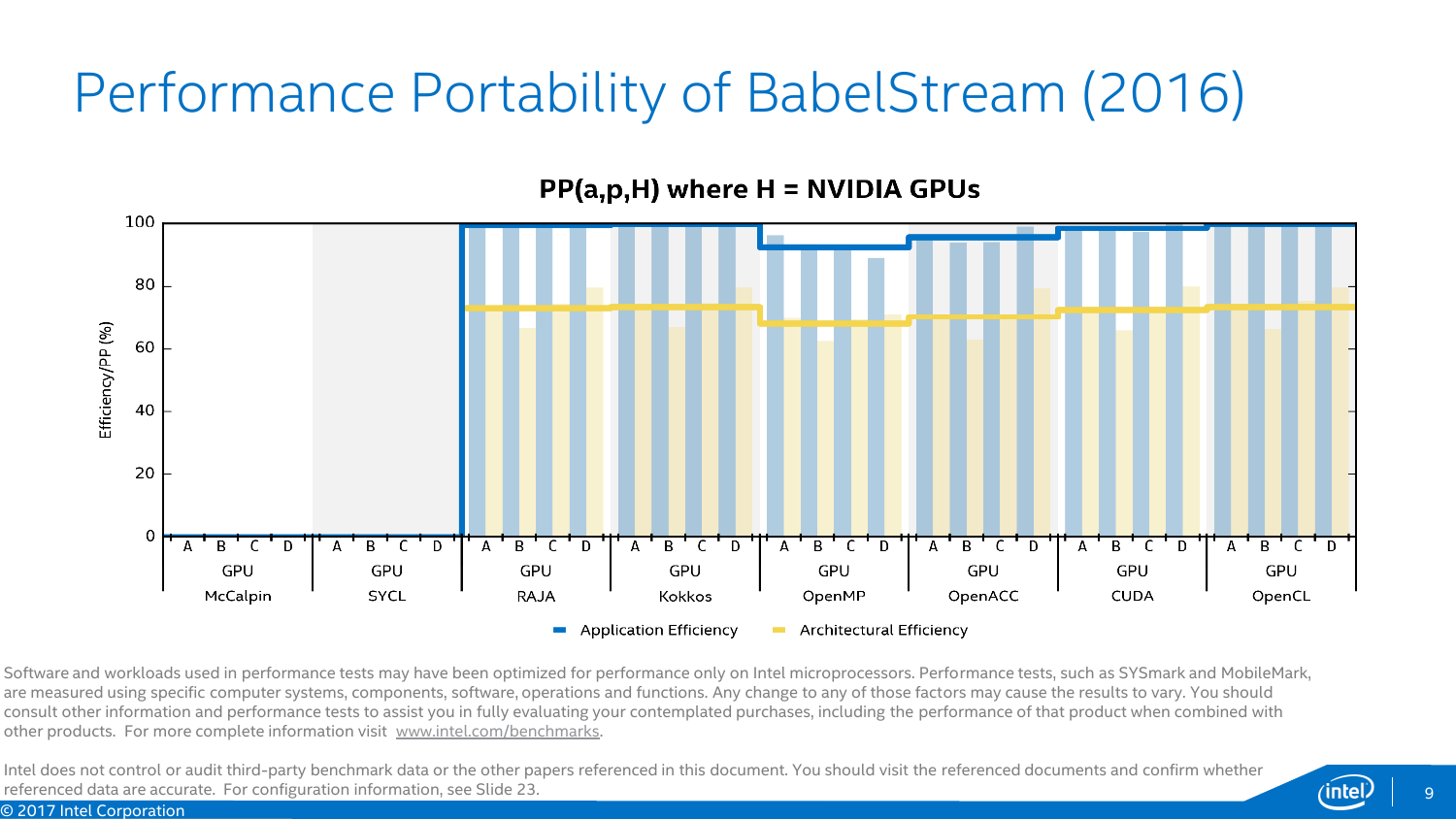# Performance Portability of BabelStream (2016)

**PP(a,p,H) where H = NVIDIA GPUs**

Efficiency/PP (%)

| | McCalpin | SYCL | RAJA | Kokkos | OpenMP | OpenACC | CUDA | OpenCL |
|---|---|---|---|---|---|---|---|---|
| Platforms | GPU (A, B, C, D) | GPU (A, B, C, D) | GPU (A, B, C, D) | GPU (A, B, C, D) | GPU (A, B, C, D) | GPU (A, B, C, D) | GPU (A, B, C, D) | GPU (A, B, C, D) |

Legend: Application Efficiency, Architectural Efficiency

Software and workloads used in performance tests may have been optimized for performance only on Intel microprocessors. Performance tests, such as SYSmark and MobileMark, are measured using specific computer systems, components, software, operations and functions. Any change to any of those factors may cause the results to vary. You should consult other information and performance tests to assist you in fully evaluating your contemplated purchases, including the performance of that product when combined with other products. For more complete information visit www.intel.com/benchmarks.

Intel does not control or audit third-party benchmark data or the other papers referenced in this document. You should visit the referenced documents and confirm whether referenced data are accurate. For configuration information, see Slide 23.

© 2017 Intel Corporation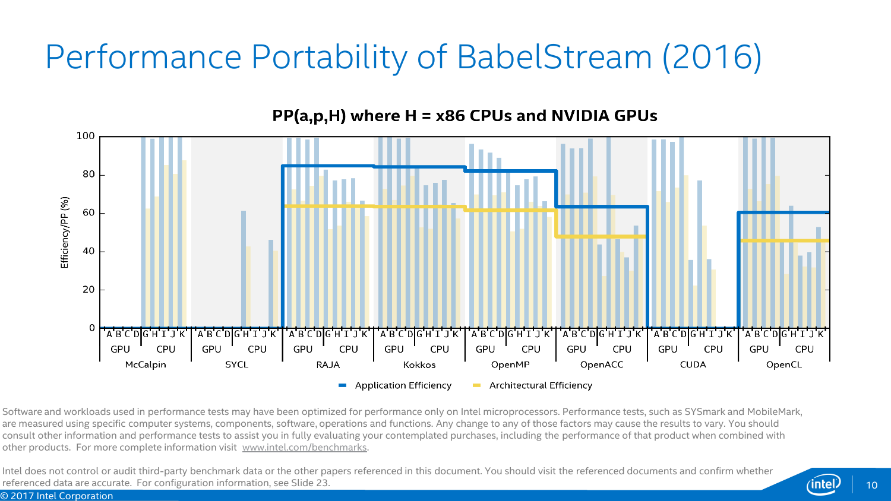# Performance Portability of BabelStream (2016)

**PP(a,p,H) where H = x86 CPUs and NVIDIA GPUs**

Efficiency/PP (%)

McCalpin — SYCL — RAJA — Kokkos — OpenMP — OpenACC — CUDA — OpenCL

GPU: A B C D — CPU: G H I J K

Application Efficiency — Architectural Efficiency

Software and workloads used in performance tests may have been optimized for performance only on Intel microprocessors. Performance tests, such as SYSmark and MobileMark, are measured using specific computer systems, components, software, operations and functions. Any change to any of those factors may cause the results to vary. You should consult other information and performance tests to assist you in fully evaluating your contemplated purchases, including the performance of that product when combined with other products. For more complete information visit www.intel.com/benchmarks.

Intel does not control or audit third-party benchmark data or the other papers referenced in this document. You should visit the referenced documents and confirm whether referenced data are accurate. For configuration information, see Slide 23.

© 2017 Intel Corporation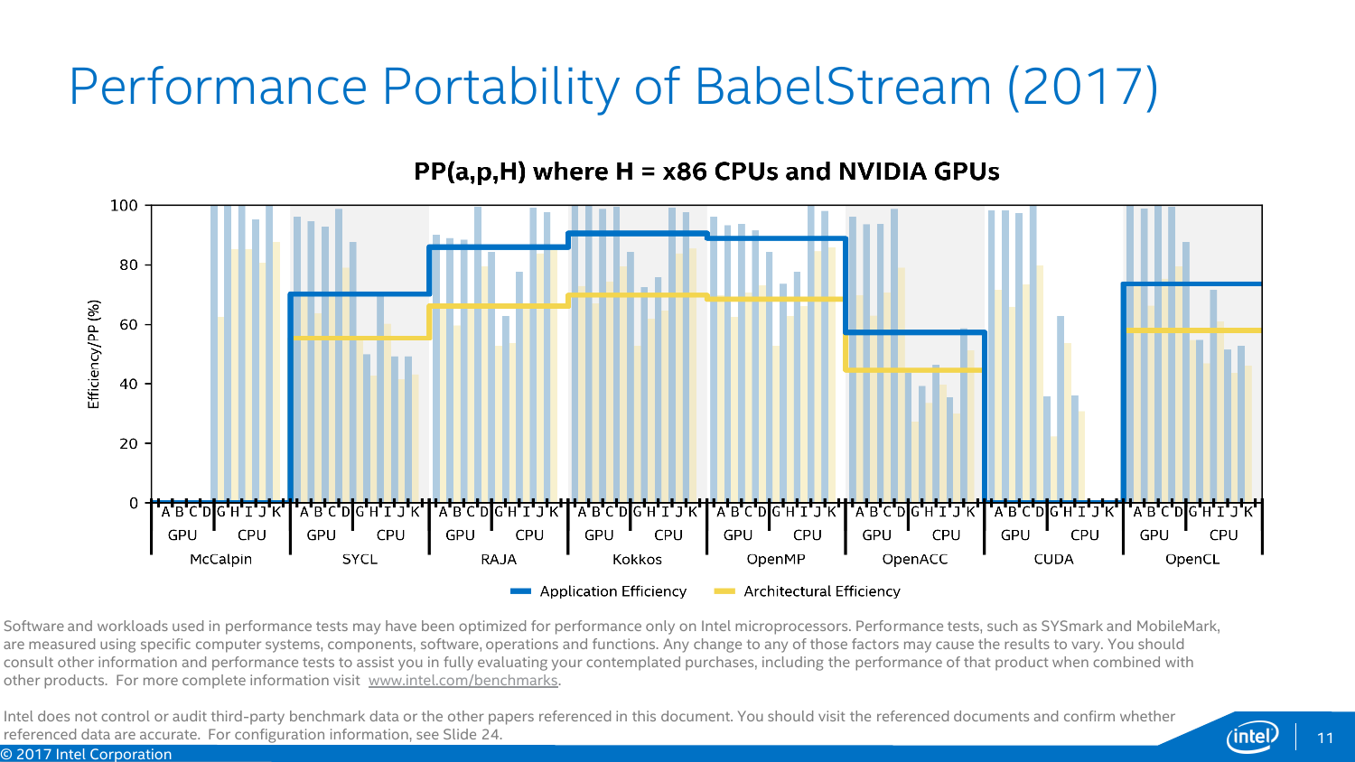# Performance Portability of BabelStream (2017)

**PP(a,p,H) where H = x86 CPUs and NVIDIA GPUs**

Efficiency/PP (%)

100
80
60
40
20
0

| A | B | C | D | G | H | I | J | K |
|---|---|---|---|---|---|---|---|---|

GPU CPU

McCalpin SYCL RAJA Kokkos OpenMP OpenACC CUDA OpenCL

Application Efficiency Architectural Efficiency

Software and workloads used in performance tests may have been optimized for performance only on Intel microprocessors. Performance tests, such as SYSmark and MobileMark, are measured using specific computer systems, components, software, operations and functions. Any change to any of those factors may cause the results to vary. You should consult other information and performance tests to assist you in fully evaluating your contemplated purchases, including the performance of that product when combined with other products. For more complete information visit www.intel.com/benchmarks.

Intel does not control or audit third-party benchmark data or the other papers referenced in this document. You should visit the referenced documents and confirm whether referenced data are accurate. For configuration information, see Slide 24.

© 2017 Intel Corporation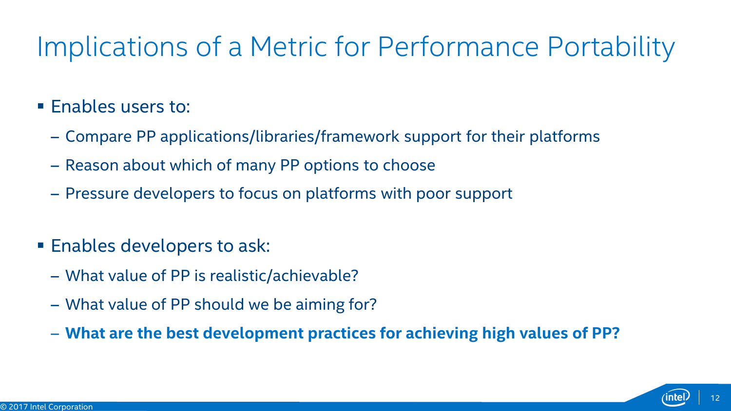# Implications of a Metric for Performance Portability

- Enables users to:
  - Compare PP applications/libraries/framework support for their platforms
  - Reason about which of many PP options to choose
  - Pressure developers to focus on platforms with poor support

- Enables developers to ask:
  - What value of PP is realistic/achievable?
  - What value of PP should we be aiming for?
  - **What are the best development practices for achieving high values of PP?**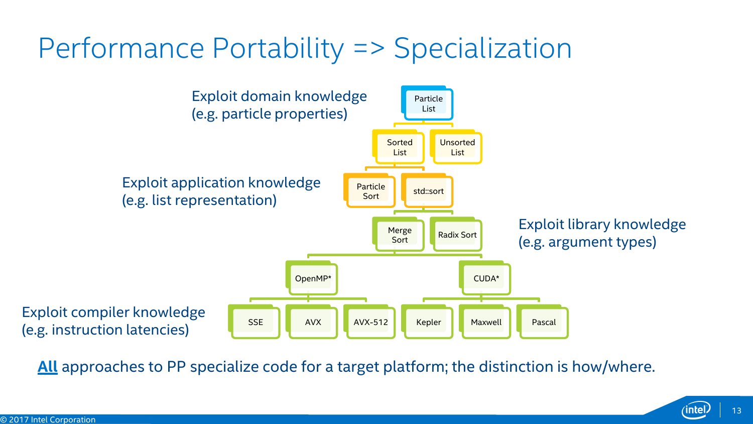# Performance Portability => Specialization

Exploit domain knowledge
(e.g. particle properties)

Exploit application knowledge
(e.g. list representation)

Exploit library knowledge
(e.g. argument types)

Exploit compiler knowledge
(e.g. instruction latencies)

- Particle List
  - Sorted List
    - Particle Sort
    - std::sort
      - Merge Sort
        - OpenMP*
          - SSE
          - AVX
          - AVX-512
        - CUDA*
          - Kepler
          - Maxwell
          - Pascal
      - Radix Sort
  - Unsorted List

**<u>All</u>** approaches to PP specialize code for a target platform; the distinction is how/where.

© 2017 Intel Corporation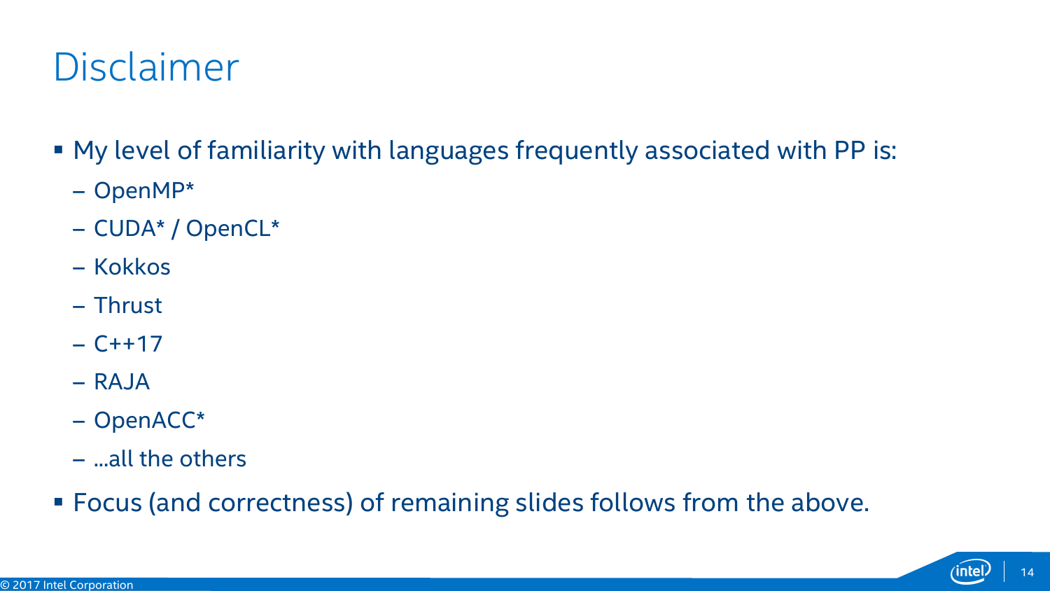# Disclaimer

- My level of familiarity with languages frequently associated with PP is:
  - OpenMP*
  - CUDA* / OpenCL*
  - Kokkos
  - Thrust
  - C++17
  - RAJA
  - OpenACC*
  - …all the others
- Focus (and correctness) of remaining slides follows from the above.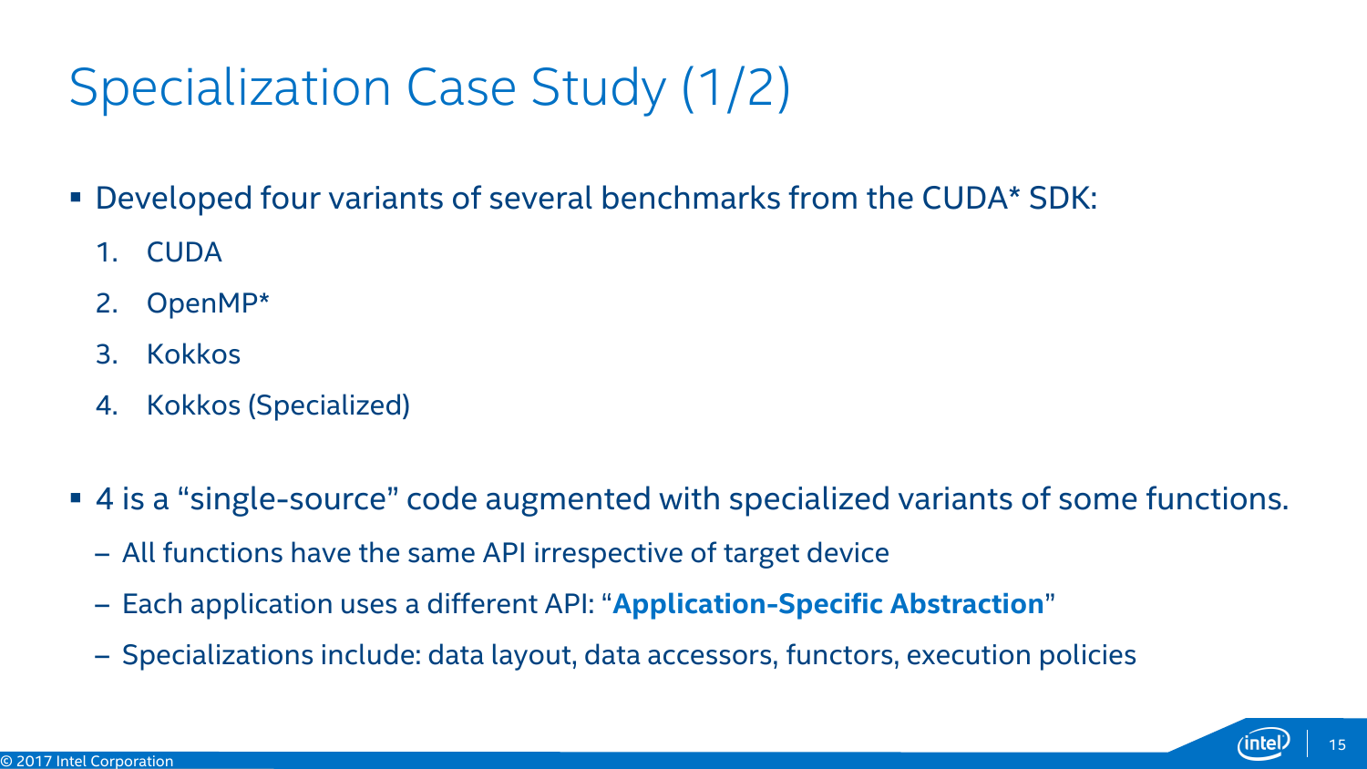# Specialization Case Study (1/2)

- Developed four variants of several benchmarks from the CUDA* SDK:
  1. CUDA
  2. OpenMP*
  3. Kokkos
  4. Kokkos (Specialized)

- 4 is a "single-source" code augmented with specialized variants of some functions.
  - All functions have the same API irrespective of target device
  - Each application uses a different API: "**Application-Specific Abstraction**"
  - Specializations include: data layout, data accessors, functors, execution policies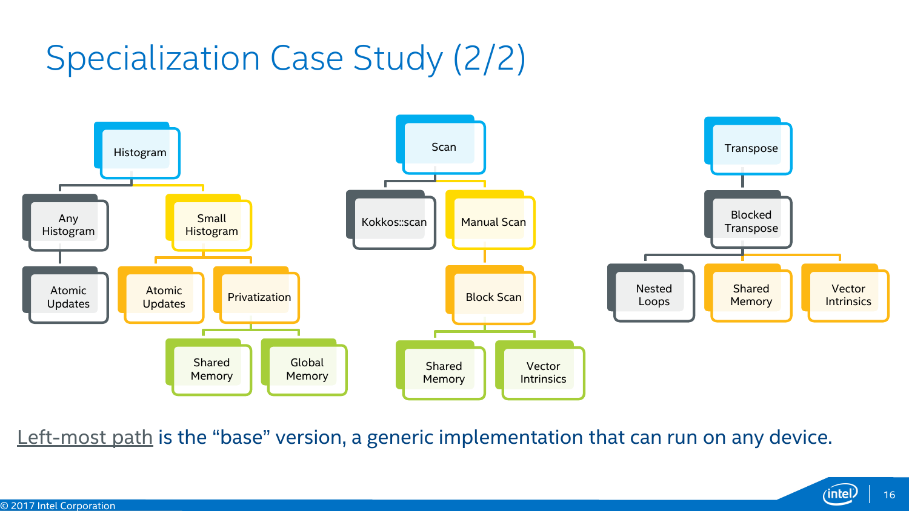# Specialization Case Study (2/2)

- Histogram
  - Any Histogram
    - Atomic Updates
  - Small Histogram
    - Atomic Updates
    - Privatization
      - Shared Memory
      - Global Memory

- Scan
  - Kokkos::scan
  - Manual Scan
    - Block Scan
      - Shared Memory
      - Vector Intrinsics

- Transpose
  - Blocked Transpose
    - Nested Loops
    - Shared Memory
    - Vector Intrinsics

Left-most path is the "base" version, a generic implementation that can run on any device.

© 2017 Intel Corporation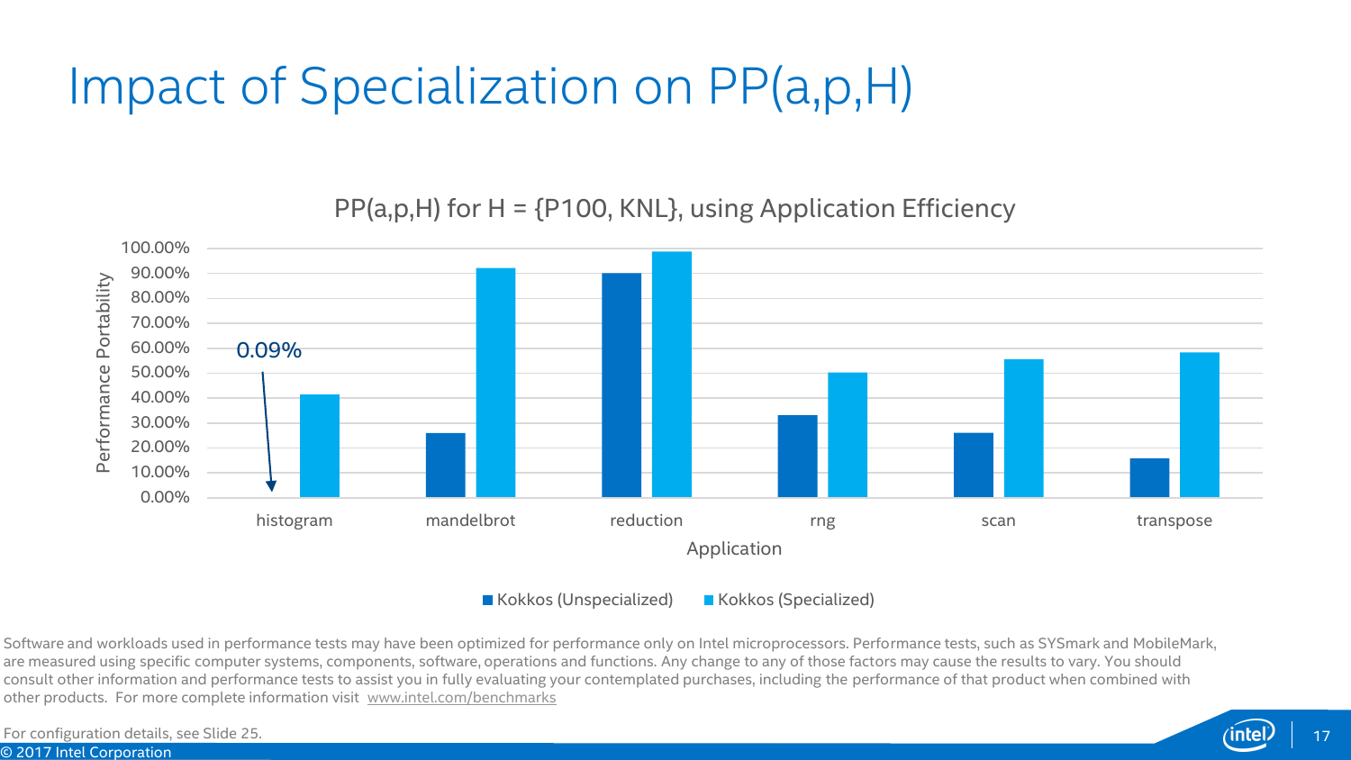# Impact of Specialization on PP(a,p,H)

PP(a,p,H) for H = {P100, KNL}, using Application Efficiency

| Application | Kokkos (Unspecialized) | Kokkos (Specialized) |
|---|---|---|
| histogram | 0.09% | ~41% |
| mandelbrot | ~26% | ~92% |
| reduction | ~90% | ~99% |
| rng | ~33% | ~50% |
| scan | ~26% | ~55% |
| transpose | ~16% | ~58% |

Software and workloads used in performance tests may have been optimized for performance only on Intel microprocessors. Performance tests, such as SYSmark and MobileMark, are measured using specific computer systems, components, software, operations and functions. Any change to any of those factors may cause the results to vary. You should consult other information and performance tests to assist you in fully evaluating your contemplated purchases, including the performance of that product when combined with other products. For more complete information visit www.intel.com/benchmarks

For configuration details, see Slide 25.

© 2017 Intel Corporation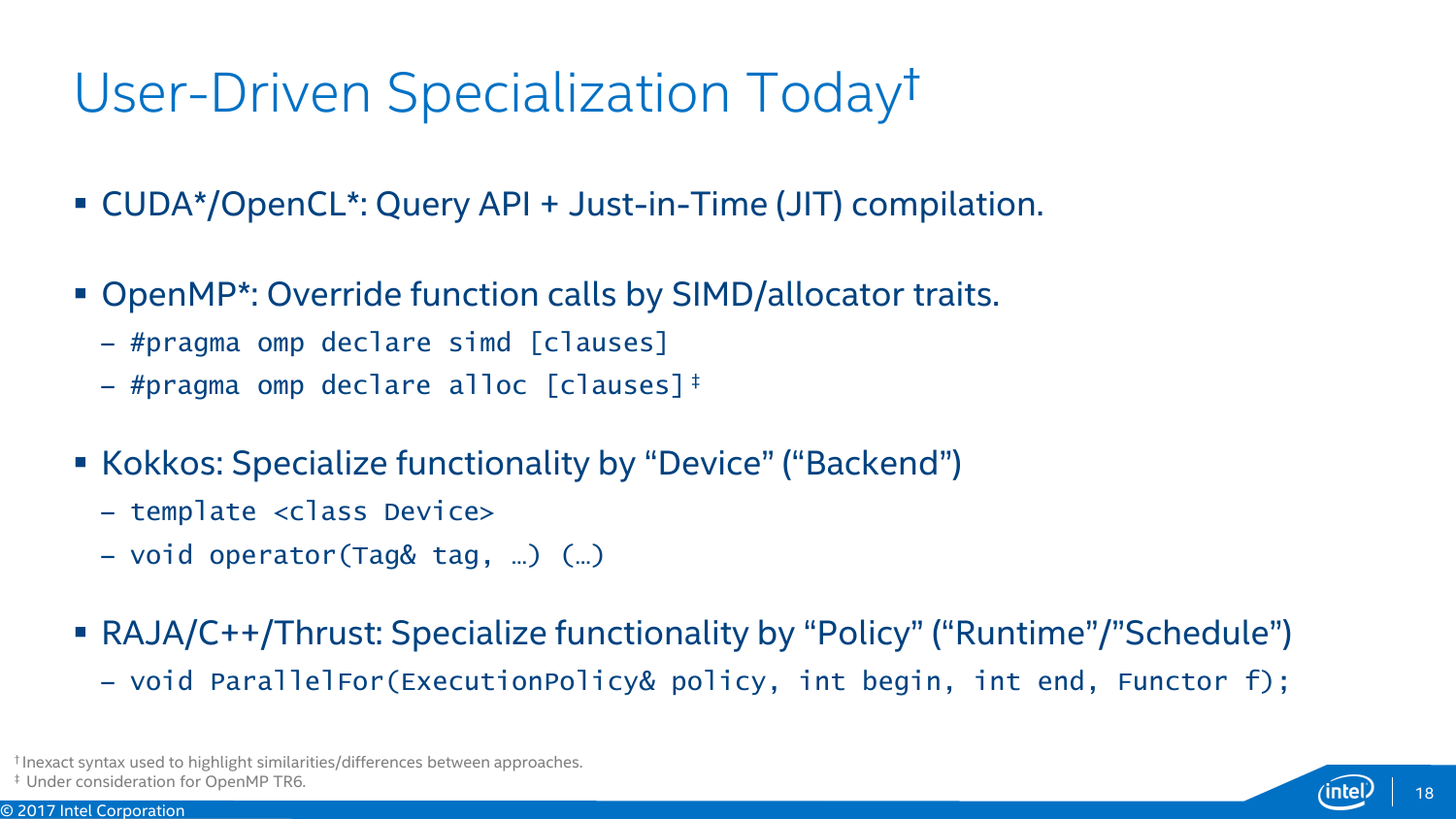# User-Driven Specialization Today†

- CUDA*/OpenCL*: Query API + Just-in-Time (JIT) compilation.
- OpenMP*: Override function calls by SIMD/allocator traits.
  - `#pragma omp declare simd [clauses]`
  - `#pragma omp declare alloc [clauses]`‡
- Kokkos: Specialize functionality by “Device” (“Backend”)
  - `template <class Device>`
  - `void operator(Tag& tag, …) (…)`
- RAJA/C++/Thrust: Specialize functionality by “Policy” (“Runtime”/”Schedule”)
  - `void ParallelFor(ExecutionPolicy& policy, int begin, int end, Functor f);`

† Inexact syntax used to highlight similarities/differences between approaches.
‡ Under consideration for OpenMP TR6.

© 2017 Intel Corporation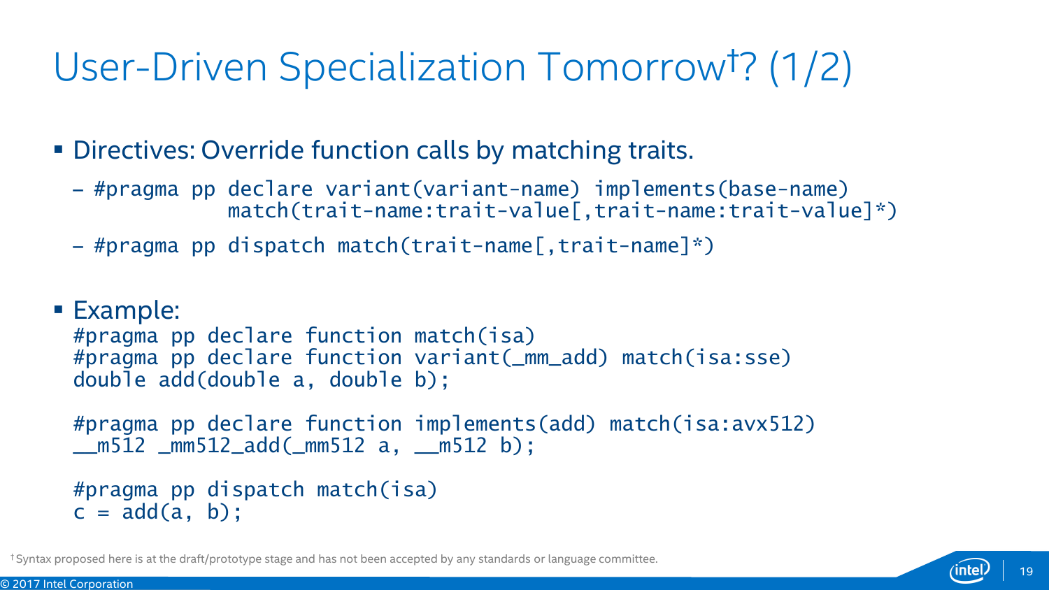# User-Driven Specialization Tomorrow[†]? (1/2)

- Directives: Override function calls by matching traits.
  - ```
    #pragma pp declare variant(variant-name) implements(base-name)
               match(trait-name:trait-value[,trait-name:trait-value]*)
    ```
  - ```
    #pragma pp dispatch match(trait-name[,trait-name]*)
    ```

- Example:

```
#pragma pp declare function match(isa)
#pragma pp declare function variant(_mm_add) match(isa:sse)
double add(double a, double b);

#pragma pp declare function implements(add) match(isa:avx512)
__m512 _mm512_add(_mm512 a, __m512 b);

#pragma pp dispatch match(isa)
c = add(a, b);
```

[†] Syntax proposed here is at the draft/prototype stage and has not been accepted by any standards or language committee.

© 2017 Intel Corporation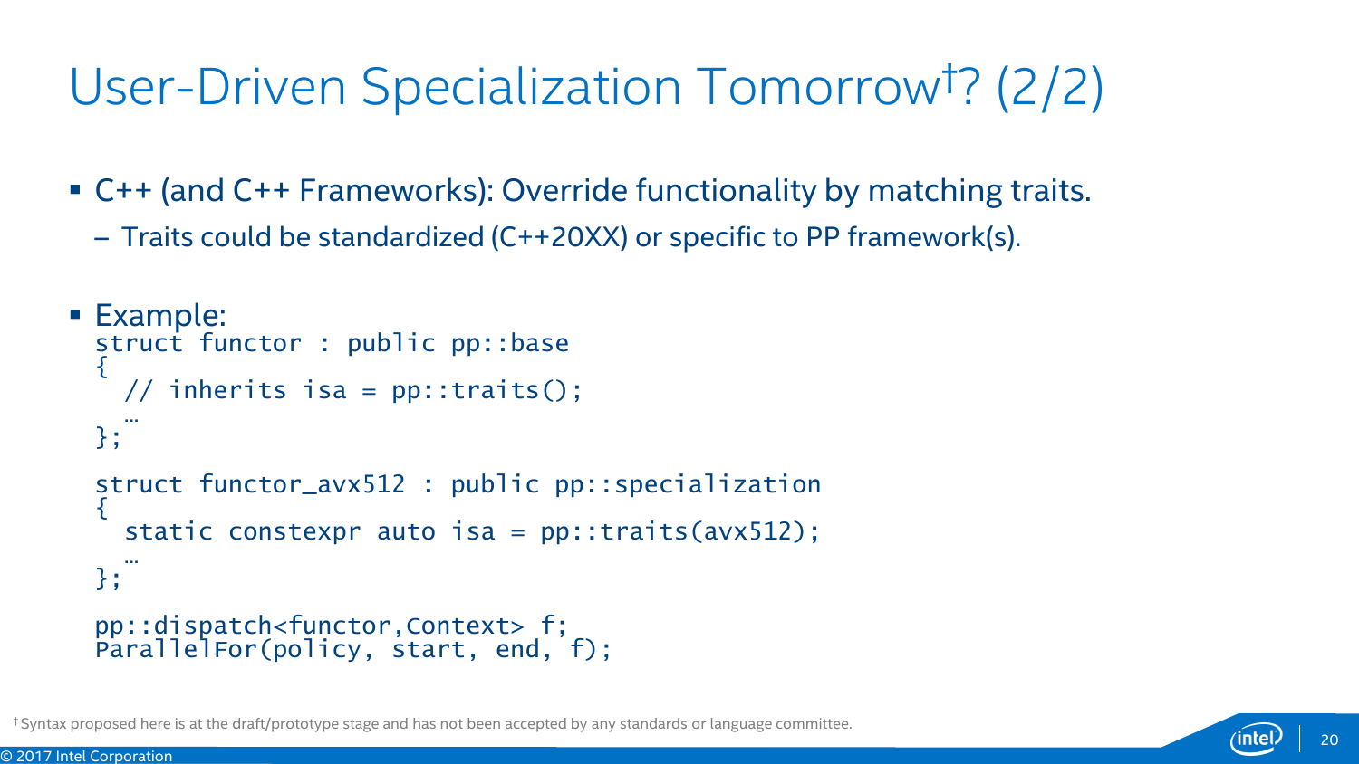# User-Driven Specialization Tomorrow[†]? (2/2)

- C++ (and C++ Frameworks): Override functionality by matching traits.
  - Traits could be standardized (C++20XX) or specific to PP framework(s).

- Example:

```
struct functor : public pp::base
{
  // inherits isa = pp::traits();
  …
};

struct functor_avx512 : public pp::specialization
{
  static constexpr auto isa = pp::traits(avx512);
  …
};

pp::dispatch<functor,Context> f;
ParallelFor(policy, start, end, f);
```

[†] Syntax proposed here is at the draft/prototype stage and has not been accepted by any standards or language committee.

© 2017 Intel Corporation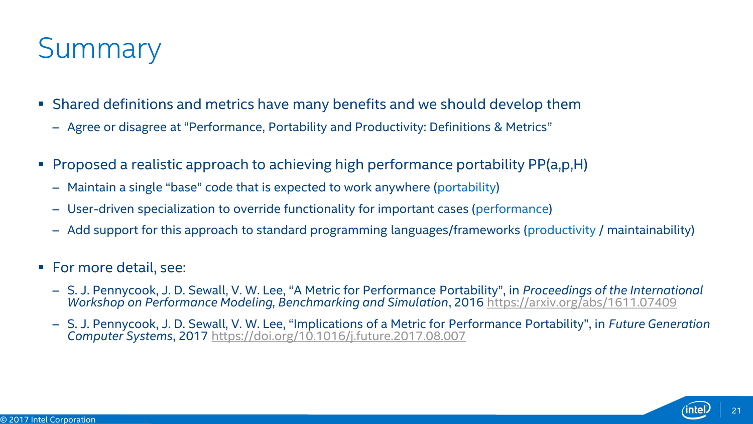# Summary

- Shared definitions and metrics have many benefits and we should develop them
  - Agree or disagree at “Performance, Portability and Productivity: Definitions & Metrics”
- Proposed a realistic approach to achieving high performance portability PP(a,p,H)
  - Maintain a single “base” code that is expected to work anywhere (portability)
  - User-driven specialization to override functionality for important cases (performance)
  - Add support for this approach to standard programming languages/frameworks (productivity / maintainability)
- For more detail, see:
  - S. J. Pennycook, J. D. Sewall, V. W. Lee, “A Metric for Performance Portability”, in *Proceedings of the International Workshop on Performance Modeling, Benchmarking and Simulation*, 2016 https://arxiv.org/abs/1611.07409
  - S. J. Pennycook, J. D. Sewall, V. W. Lee, “Implications of a Metric for Performance Portability”, in *Future Generation Computer Systems*, 2017 https://doi.org/10.1016/j.future.2017.08.007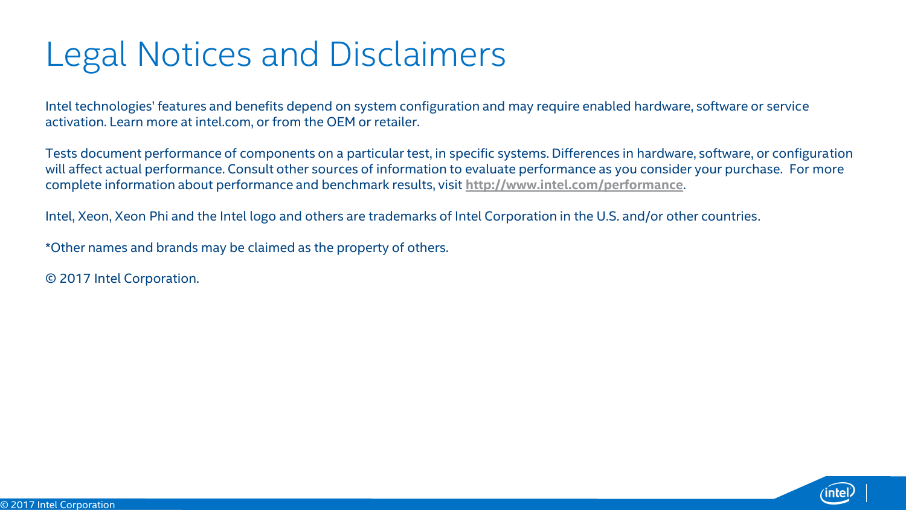# Legal Notices and Disclaimers

Intel technologies' features and benefits depend on system configuration and may require enabled hardware, software or service activation. Learn more at intel.com, or from the OEM or retailer.

Tests document performance of components on a particular test, in specific systems. Differences in hardware, software, or configuration will affect actual performance. Consult other sources of information to evaluate performance as you consider your purchase. For more complete information about performance and benchmark results, visit **http://www.intel.com/performance**.

Intel, Xeon, Xeon Phi and the Intel logo and others are trademarks of Intel Corporation in the U.S. and/or other countries.

*Other names and brands may be claimed as the property of others.

© 2017 Intel Corporation.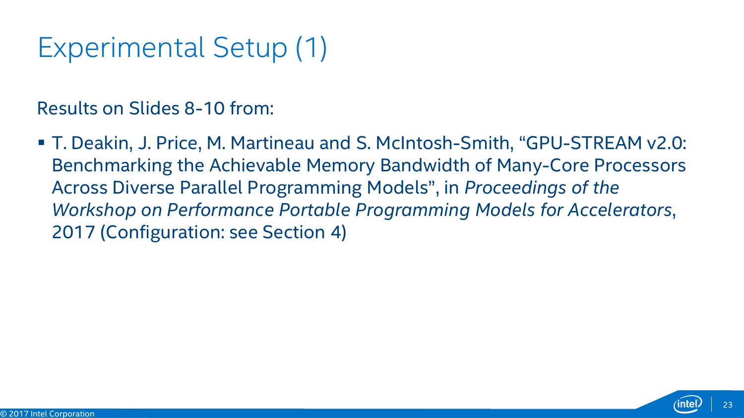# Experimental Setup (1)

Results on Slides 8-10 from:

- T. Deakin, J. Price, M. Martineau and S. McIntosh-Smith, "GPU-STREAM v2.0: Benchmarking the Achievable Memory Bandwidth of Many-Core Processors Across Diverse Parallel Programming Models", in *Proceedings of the Workshop on Performance Portable Programming Models for Accelerators*, 2017 (Configuration: see Section 4)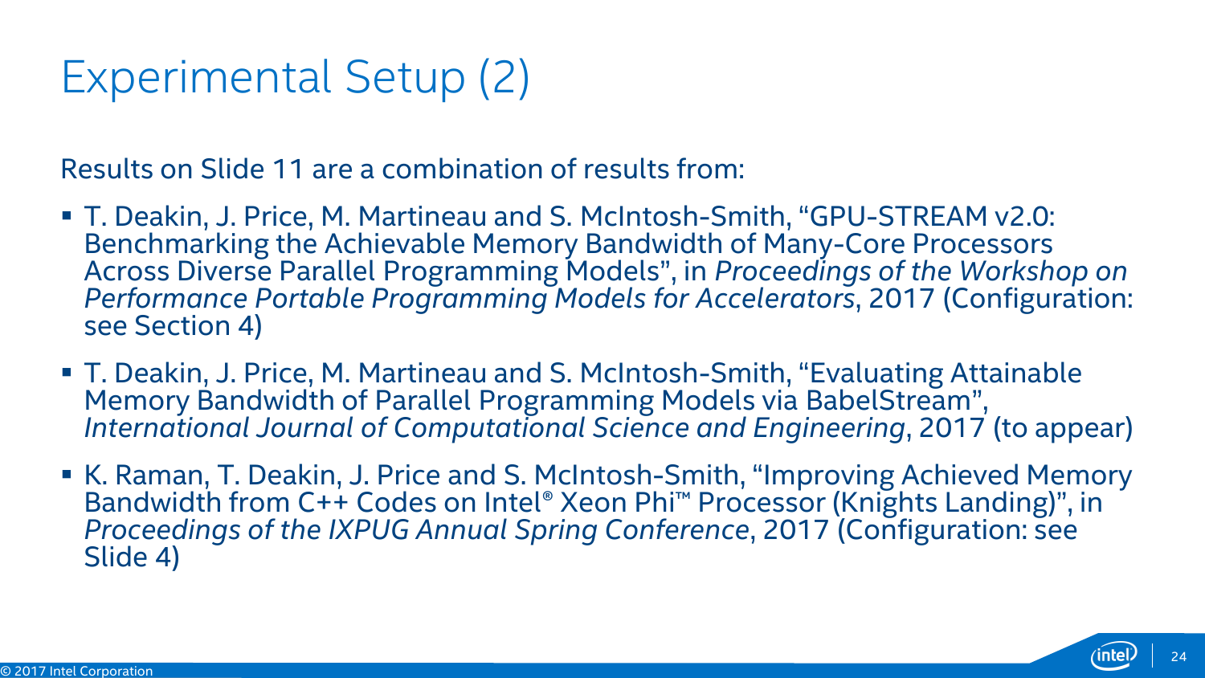# Experimental Setup (2)

Results on Slide 11 are a combination of results from:

- T. Deakin, J. Price, M. Martineau and S. McIntosh-Smith, “GPU-STREAM v2.0: Benchmarking the Achievable Memory Bandwidth of Many-Core Processors Across Diverse Parallel Programming Models”, in *Proceedings of the Workshop on Performance Portable Programming Models for Accelerators*, 2017 (Configuration: see Section 4)
- T. Deakin, J. Price, M. Martineau and S. McIntosh-Smith, “Evaluating Attainable Memory Bandwidth of Parallel Programming Models via BabelStream”, *International Journal of Computational Science and Engineering*, 2017 (to appear)
- K. Raman, T. Deakin, J. Price and S. McIntosh-Smith, “Improving Achieved Memory Bandwidth from C++ Codes on Intel® Xeon Phi™ Processor (Knights Landing)”, in *Proceedings of the IXPUG Annual Spring Conference*, 2017 (Configuration: see Slide 4)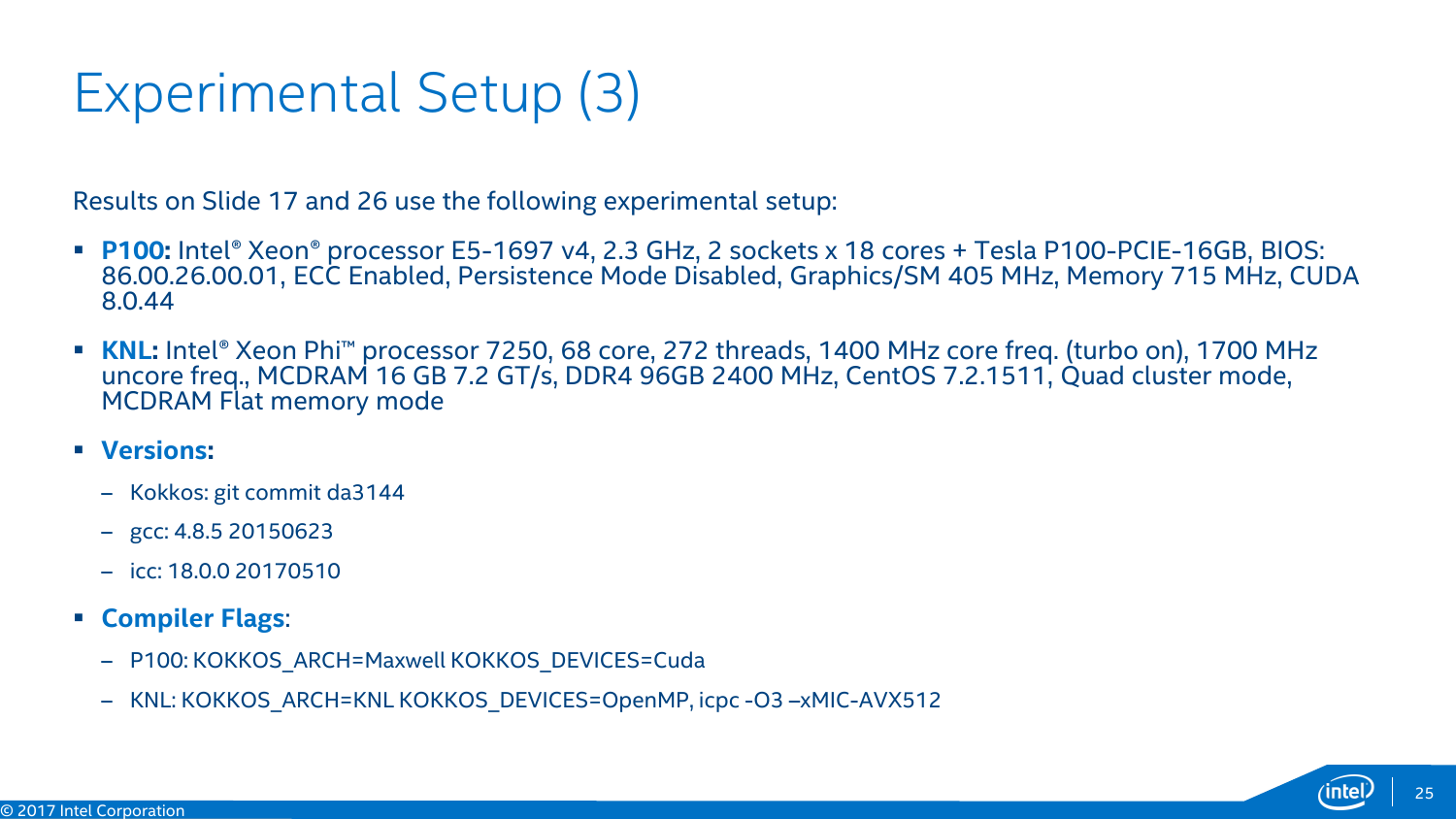# Experimental Setup (3)

Results on Slide 17 and 26 use the following experimental setup:

- **P100:** Intel® Xeon® processor E5-1697 v4, 2.3 GHz, 2 sockets x 18 cores + Tesla P100-PCIE-16GB, BIOS: 86.00.26.00.01, ECC Enabled, Persistence Mode Disabled, Graphics/SM 405 MHz, Memory 715 MHz, CUDA 8.0.44
- **KNL:** Intel® Xeon Phi™ processor 7250, 68 core, 272 threads, 1400 MHz core freq. (turbo on), 1700 MHz uncore freq., MCDRAM 16 GB 7.2 GT/s, DDR4 96GB 2400 MHz, CentOS 7.2.1511, Quad cluster mode, MCDRAM Flat memory mode
- **Versions:**
  - Kokkos: git commit da3144
  - gcc: 4.8.5 20150623
  - icc: 18.0.0 20170510
- **Compiler Flags**:
  - P100: KOKKOS_ARCH=Maxwell KOKKOS_DEVICES=Cuda
  - KNL: KOKKOS_ARCH=KNL KOKKOS_DEVICES=OpenMP, icpc -O3 –xMIC-AVX512

© 2017 Intel Corporation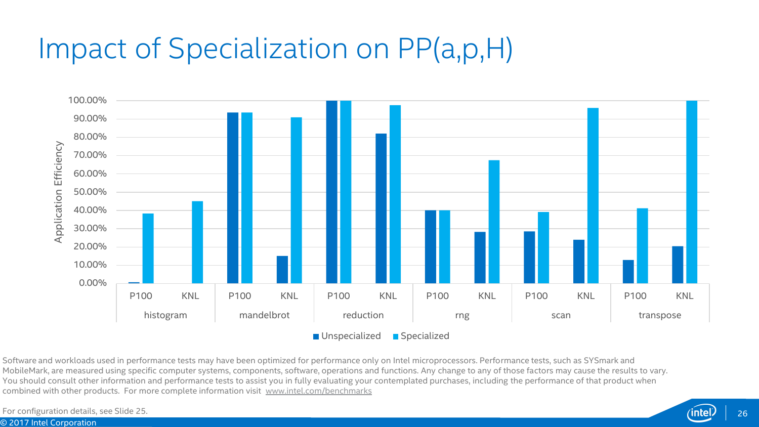# Impact of Specialization on PP(a,p,H)

Software and workloads used in performance tests may have been optimized for performance only on Intel microprocessors. Performance tests, such as SYSmark and MobileMark, are measured using specific computer systems, components, software, operations and functions. Any change to any of those factors may cause the results to vary. You should consult other information and performance tests to assist you in fully evaluating your contemplated purchases, including the performance of that product when combined with other products. For more complete information visit www.intel.com/benchmarks

For configuration details, see Slide 25.

© 2017 Intel Corporation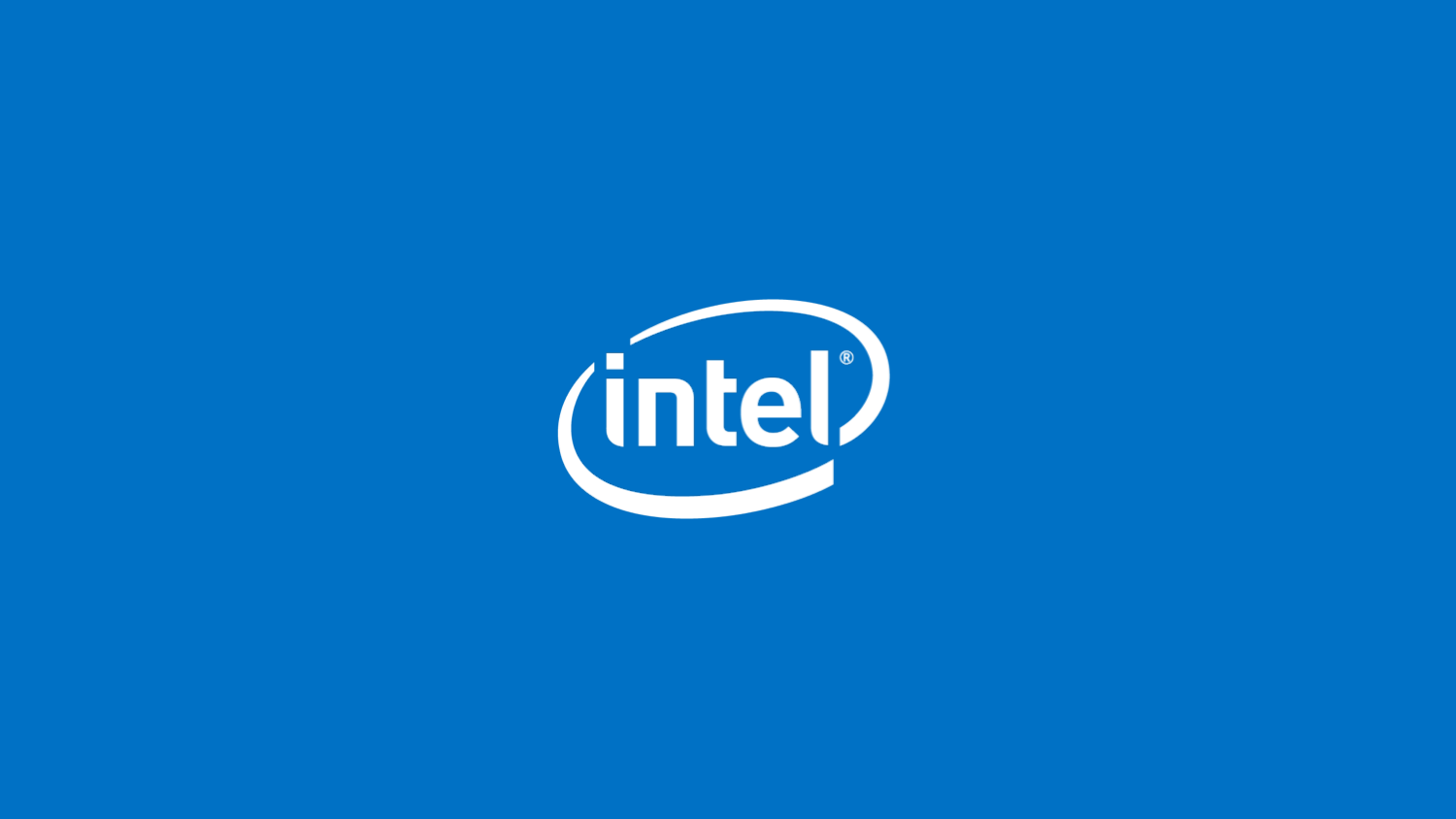intel®